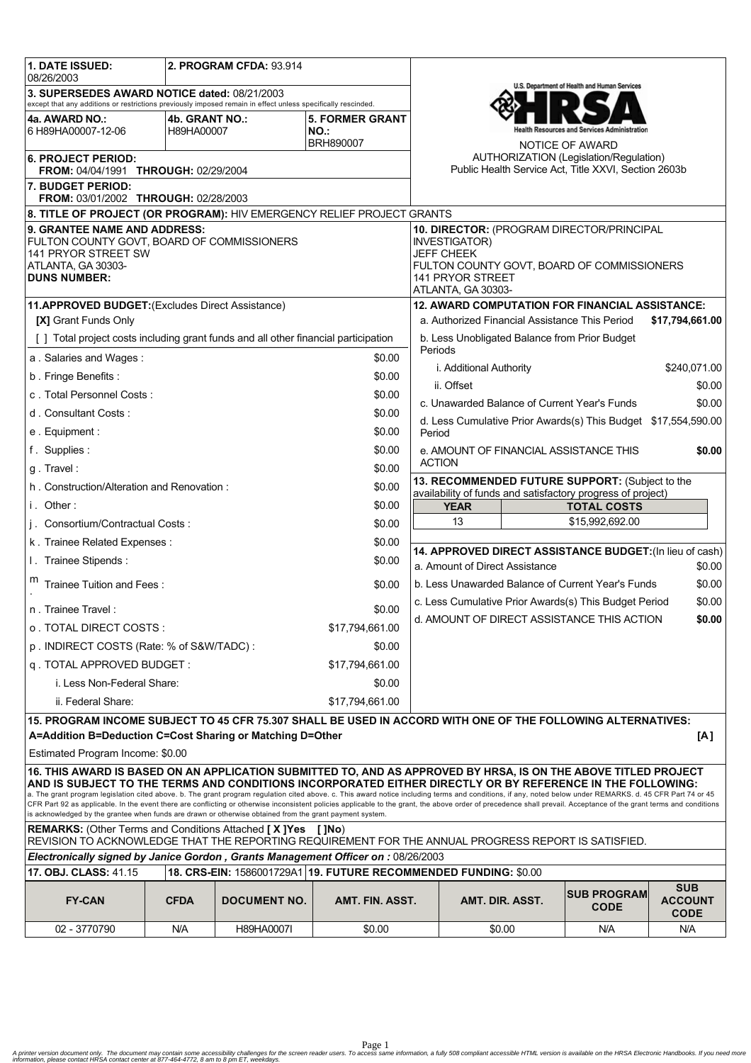**1. DATE ISSUED:** 08/26/2003

**2. PROGRAM CFDA:** 93.914

**3. SUPERSEDES AWARD NOTICE dated:** 08/21/2003
except that any additions or restrictions previously imposed remain in effect unless specifically rescinded.

**4a. AWARD NO.:** 6 H89HA00007-12-06

**4b. GRANT NO.:** H89HA00007

**5. FORMER GRANT NO.:** BRH890007

**6. PROJECT PERIOD:**
**FROM:** 04/04/1991 **THROUGH:** 02/29/2004

**7. BUDGET PERIOD:**
**FROM:** 03/01/2002 **THROUGH:** 02/28/2003

U.S. Department of Health and Human Services
HRSA
Health Resources and Services Administration

NOTICE OF AWARD
AUTHORIZATION (Legislation/Regulation)
Public Health Service Act, Title XXVI, Section 2603b

**8. TITLE OF PROJECT (OR PROGRAM):** HIV EMERGENCY RELIEF PROJECT GRANTS

**9. GRANTEE NAME AND ADDRESS:**
FULTON COUNTY GOVT, BOARD OF COMMISSIONERS
141 PRYOR STREET SW
ATLANTA, GA 30303-
**DUNS NUMBER:**

**10. DIRECTOR:** (PROGRAM DIRECTOR/PRINCIPAL INVESTIGATOR)
JEFF CHEEK
FULTON COUNTY GOVT, BOARD OF COMMISSIONERS
141 PRYOR STREET
ATLANTA, GA 30303-

**11.APPROVED BUDGET:**(Excludes Direct Assistance)

**[X]** Grant Funds Only

[ ] Total project costs including grant funds and all other financial participation

| Item | Amount |
|---|---|
| a . Salaries and Wages : | $0.00 |
| b . Fringe Benefits : | $0.00 |
| c . Total Personnel Costs : | $0.00 |
| d . Consultant Costs : | $0.00 |
| e . Equipment : | $0.00 |
| f . Supplies : | $0.00 |
| g . Travel : | $0.00 |
| h . Construction/Alteration and Renovation : | $0.00 |
| i . Other : | $0.00 |
| j . Consortium/Contractual Costs : | $0.00 |
| k . Trainee Related Expenses : | $0.00 |
| l . Trainee Stipends : | $0.00 |
| m . Trainee Tuition and Fees : | $0.00 |
| n . Trainee Travel : | $0.00 |
| o . TOTAL DIRECT COSTS : | $17,794,661.00 |
| p . INDIRECT COSTS (Rate: % of S&W/TADC) : | $0.00 |
| q . TOTAL APPROVED BUDGET : | $17,794,661.00 |
| i. Less Non-Federal Share: | $0.00 |
| ii. Federal Share: | $17,794,661.00 |

**12. AWARD COMPUTATION FOR FINANCIAL ASSISTANCE:**

| Item | Amount |
|---|---|
| a. Authorized Financial Assistance This Period | **$17,794,661.00** |
| b. Less Unobligated Balance from Prior Budget Periods | |
| i. Additional Authority | $240,071.00 |
| ii. Offset | $0.00 |
| c. Unawarded Balance of Current Year's Funds | $0.00 |
| d. Less Cumulative Prior Awards(s) This Budget Period | $17,554,590.00 |
| e. AMOUNT OF FINANCIAL ASSISTANCE THIS ACTION | **$0.00** |

**13. RECOMMENDED FUTURE SUPPORT:** (Subject to the availability of funds and satisfactory progress of project)

| YEAR | TOTAL COSTS |
|---|---|
| 13 | $15,992,692.00 |

**14. APPROVED DIRECT ASSISTANCE BUDGET:**(In lieu of cash)

| Item | Amount |
|---|---|
| a. Amount of Direct Assistance | $0.00 |
| b. Less Unawarded Balance of Current Year's Funds | $0.00 |
| c. Less Cumulative Prior Awards(s) This Budget Period | $0.00 |
| d. AMOUNT OF DIRECT ASSISTANCE THIS ACTION | **$0.00** |

**15. PROGRAM INCOME SUBJECT TO 45 CFR 75.307 SHALL BE USED IN ACCORD WITH ONE OF THE FOLLOWING ALTERNATIVES:**
**A=Addition B=Deduction C=Cost Sharing or Matching D=Other** **[A]**

Estimated Program Income: $0.00

**16. THIS AWARD IS BASED ON AN APPLICATION SUBMITTED TO, AND AS APPROVED BY HRSA, IS ON THE ABOVE TITLED PROJECT AND IS SUBJECT TO THE TERMS AND CONDITIONS INCORPORATED EITHER DIRECTLY OR BY REFERENCE IN THE FOLLOWING:**
a. The grant program legislation cited above. b. The grant program regulation cited above. c. This award notice including terms and conditions, if any, noted below under REMARKS. d. 45 CFR Part 74 or 45 CFR Part 92 as applicable. In the event there are conflicting or otherwise inconsistent policies applicable to the grant, the above order of precedence shall prevail. Acceptance of the grant terms and conditions is acknowledged by the grantee when funds are drawn or otherwise obtained from the grant payment system.

**REMARKS:** (Other Terms and Conditions Attached **[ X ]Yes** [ ]No)
REVISION TO ACKNOWLEDGE THAT THE REPORTING REQUIREMENT FOR THE ANNUAL PROGRESS REPORT IS SATISFIED.

***Electronically signed by Janice Gordon , Grants Management Officer on :*** 08/26/2003

**17. OBJ. CLASS:** 41.15 | **18. CRS-EIN:** 1586001729A1 | **19. FUTURE RECOMMENDED FUNDING:** $0.00

| FY-CAN | CFDA | DOCUMENT NO. | AMT. FIN. ASST. | AMT. DIR. ASST. | SUB PROGRAM CODE | SUB ACCOUNT CODE |
|---|---|---|---|---|---|---|
| 02 - 3770790 | N/A | H89HA0007I | $0.00 | $0.00 | N/A | N/A |

*A printer version document only. The document may contain some accessibility challenges for the screen reader users. To access same information, a fully 508 compliant accessible HTML version is available on the HRSA Electronic Handbooks. If you need more information, please contact HRSA contact center at 877-464-4772, 8 am to 8 pm ET, weekdays.*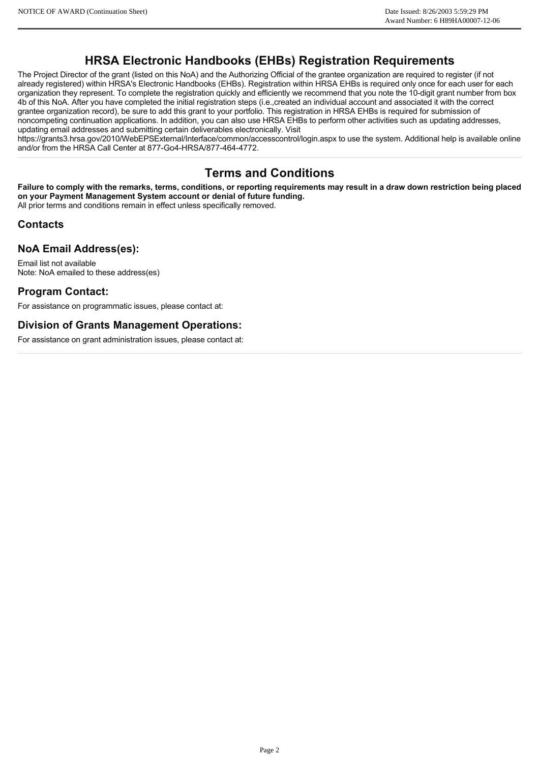## HRSA Electronic Handbooks (EHBs) Registration Requirements

The Project Director of the grant (listed on this NoA) and the Authorizing Official of the grantee organization are required to register (if not already registered) within HRSA's Electronic Handbooks (EHBs). Registration within HRSA EHBs is required only once for each user for each organization they represent. To complete the registration quickly and efficiently we recommend that you note the 10-digit grant number from box 4b of this NoA. After you have completed the initial registration steps (i.e.,created an individual account and associated it with the correct grantee organization record), be sure to add this grant to your portfolio. This registration in HRSA EHBs is required for submission of noncompeting continuation applications. In addition, you can also use HRSA EHBs to perform other activities such as updating addresses, updating email addresses and submitting certain deliverables electronically. Visit https://grants3.hrsa.gov/2010/WebEPSExternal/Interface/common/accesscontrol/login.aspx to use the system. Additional help is available online and/or from the HRSA Call Center at 877-Go4-HRSA/877-464-4772.

## Terms and Conditions

**Failure to comply with the remarks, terms, conditions, or reporting requirements may result in a draw down restriction being placed on your Payment Management System account or denial of future funding.**
All prior terms and conditions remain in effect unless specifically removed.

### Contacts

### NoA Email Address(es):

Email list not available
Note: NoA emailed to these address(es)

### Program Contact:

For assistance on programmatic issues, please contact at:

### Division of Grants Management Operations:

For assistance on grant administration issues, please contact at: